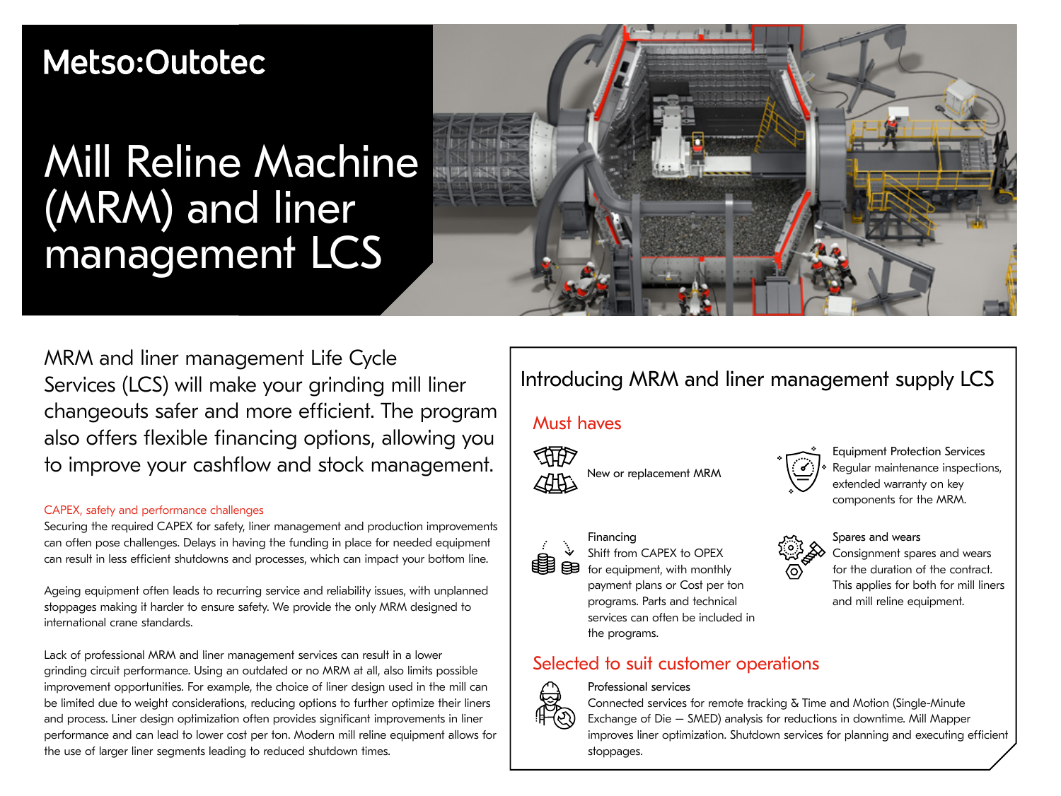Metso:Outotec

# Mill Reline Machine (MRM) and liner management LCS

MRM and liner management Life Cycle Services (LCS) will make your grinding mill liner changeouts safer and more efficient. The program also offers flexible financing options, allowing you to improve your cashflow and stock management.

### CAPEX, safety and performance challenges

Securing the required CAPEX for safety, liner management and production improvements can often pose challenges. Delays in having the funding in place for needed equipment can result in less efficient shutdowns and processes, which can impact your bottom line.

Ageing equipment often leads to recurring service and reliability issues, with unplanned stoppages making it harder to ensure safety. We provide the only MRM designed to international crane standards.

Lack of professional MRM and liner management services can result in a lower grinding circuit performance. Using an outdated or no MRM at all, also limits possible improvement opportunities. For example, the choice of liner design used in the mill can be limited due to weight considerations, reducing options to further optimize their liners and process. Liner design optimization often provides significant improvements in liner performance and can lead to lower cost per ton. Modern mill reline equipment allows for the use of larger liner segments leading to reduced shutdown times.

## Introducing MRM and liner management supply LCS

### Must haves

New or replacement MRM

**Equipment Protection Services**
Regular maintenance inspections, extended warranty on key components for the MRM.

**Financing**
Shift from CAPEX to OPEX for equipment, with monthly payment plans or Cost per ton programs. Parts and technical services can often be included in the programs.

**Spares and wears**
Consignment spares and wears for the duration of the contract. This applies for both for mill liners and mill reline equipment.

### Selected to suit customer operations

**Professional services**
Connected services for remote tracking & Time and Motion (Single-Minute Exchange of Die – SMED) analysis for reductions in downtime. Mill Mapper improves liner optimization. Shutdown services for planning and executing efficient stoppages.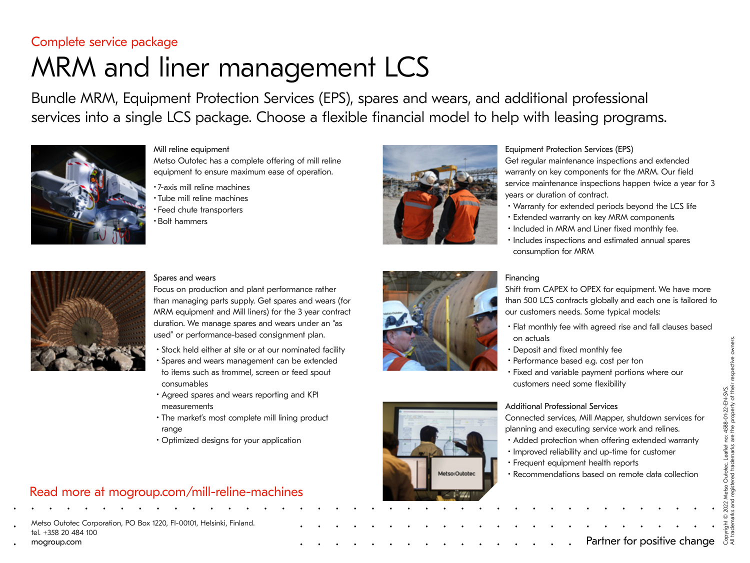Complete service package

# MRM and liner management LCS

Bundle MRM, Equipment Protection Services (EPS), spares and wears, and additional professional services into a single LCS package. Choose a flexible financial model to help with leasing programs.

### Mill reline equipment

Metso Outotec has a complete offering of mill reline equipment to ensure maximum ease of operation.

- 7-axis mill reline machines
- Tube mill reline machines
- Feed chute transporters
- Bolt hammers

### Spares and wears

Focus on production and plant performance rather than managing parts supply. Get spares and wears (for MRM equipment and Mill liners) for the 3 year contract duration. We manage spares and wears under an "as used" or performance-based consignment plan.

- Stock held either at site or at our nominated facility
- Spares and wears management can be extended to items such as trommel, screen or feed spout consumables
- Agreed spares and wears reporting and KPI measurements
- The market's most complete mill lining product range
- Optimized designs for your application

### Equipment Protection Services (EPS)

Get regular maintenance inspections and extended warranty on key components for the MRM. Our field service maintenance inspections happen twice a year for 3 years or duration of contract.

- Warranty for extended periods beyond the LCS life
- Extended warranty on key MRM components
- Included in MRM and Liner fixed monthly fee.
- Includes inspections and estimated annual spares consumption for MRM

### Financing

Shift from CAPEX to OPEX for equipment. We have more than 500 LCS contracts globally and each one is tailored to our customers needs. Some typical models:

- Flat monthly fee with agreed rise and fall clauses based on actuals
- Deposit and fixed monthly fee
- Performance based e.g. cost per ton
- Fixed and variable payment portions where our customers need some flexibility

### Additional Professional Services

Connected services, Mill Mapper, shutdown services for planning and executing service work and relines.

- Added protection when offering extended warranty
- Improved reliability and up-time for customer
- Frequent equipment health reports
- Recommendations based on remote data collection

Read more at mogroup.com/mill-reline-machines

Metso Outotec Corporation, PO Box 1220, FI-00101, Helsinki, Finland.
tel. +358 20 484 100
mogroup.com

Partner for positive change

Copyright © 2022 Metso Outotec. Leaflet no: 4588-01-22-EN-SVS.
All trademarks and registered trademarks are the property of their respective owners.